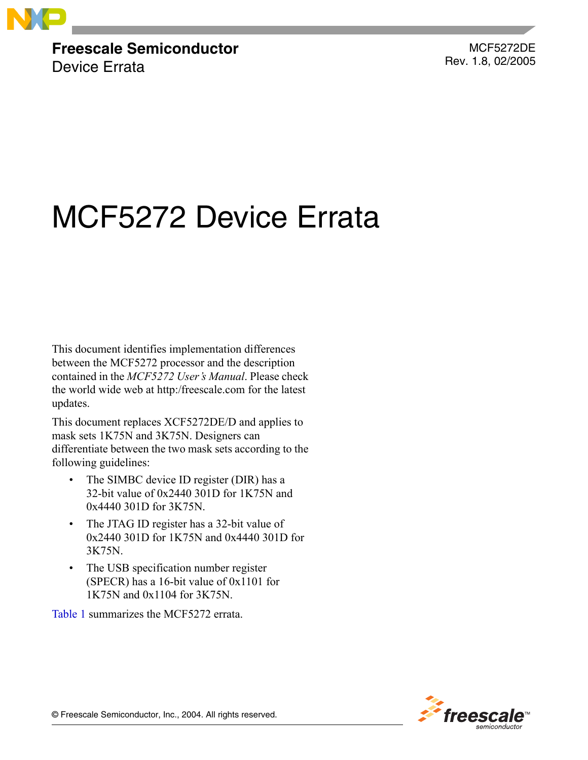**Freescale Semiconductor**
Device Errata

MCF5272DE
Rev. 1.8, 02/2005

# MCF5272 Device Errata

This document identifies implementation differences between the MCF5272 processor and the description contained in the *MCF5272 User's Manual*. Please check the world wide web at http:/freescale.com for the latest updates.

This document replaces XCF5272DE/D and applies to mask sets 1K75N and 3K75N. Designers can differentiate between the two mask sets according to the following guidelines:

- The SIMBC device ID register (DIR) has a 32-bit value of 0x2440 301D for 1K75N and 0x4440 301D for 3K75N.
- The JTAG ID register has a 32-bit value of 0x2440 301D for 1K75N and 0x4440 301D for 3K75N.
- The USB specification number register (SPECR) has a 16-bit value of 0x1101 for 1K75N and 0x1104 for 3K75N.

Table 1 summarizes the MCF5272 errata.

© Freescale Semiconductor, Inc., 2004. All rights reserved.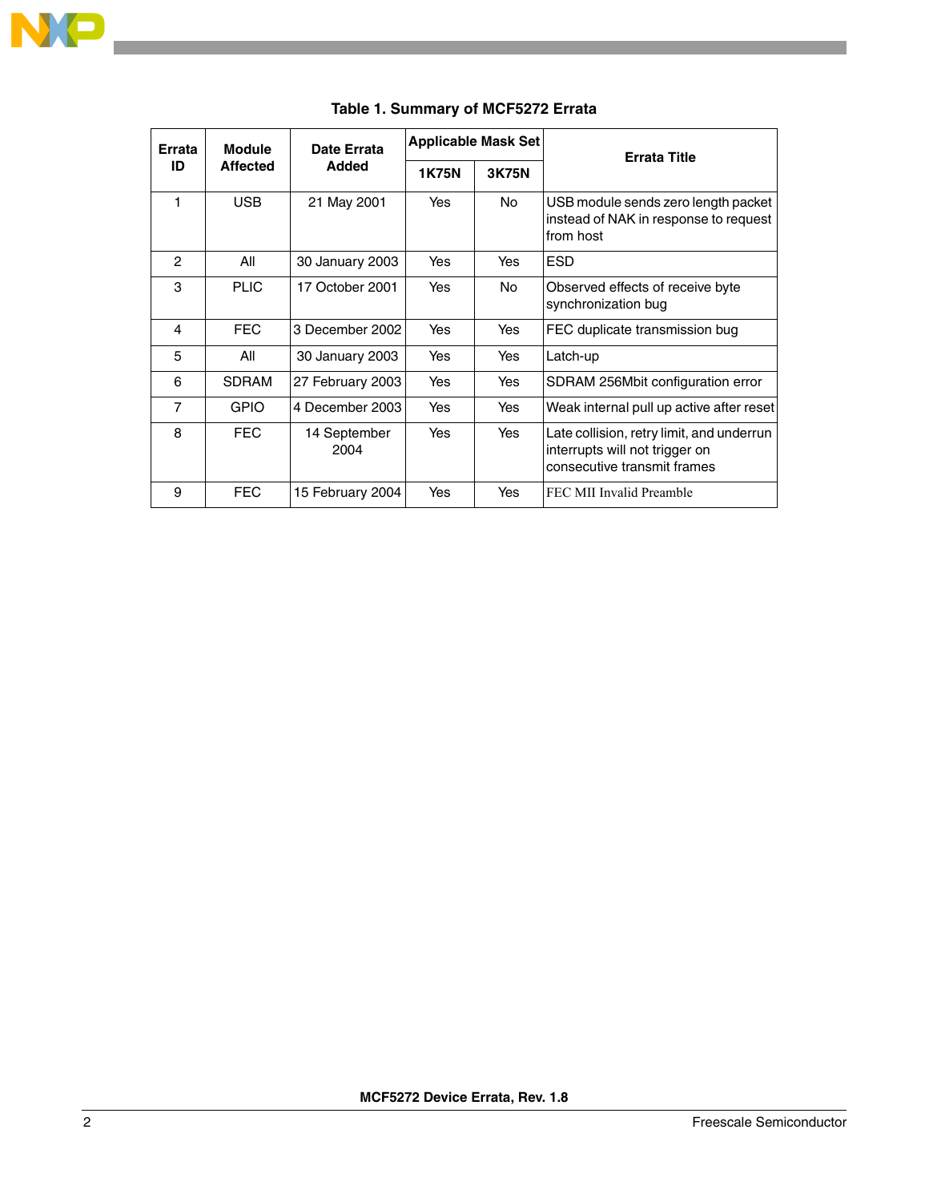**Table 1. Summary of MCF5272 Errata**

| Errata ID | Module Affected | Date Errata Added | Applicable Mask Set | | Errata Title |
|---|---|---|---|---|---|
| | | | 1K75N | 3K75N | |
| 1 | USB | 21 May 2001 | Yes | No | USB module sends zero length packet instead of NAK in response to request from host |
| 2 | All | 30 January 2003 | Yes | Yes | ESD |
| 3 | PLIC | 17 October 2001 | Yes | No | Observed effects of receive byte synchronization bug |
| 4 | FEC | 3 December 2002 | Yes | Yes | FEC duplicate transmission bug |
| 5 | All | 30 January 2003 | Yes | Yes | Latch-up |
| 6 | SDRAM | 27 February 2003 | Yes | Yes | SDRAM 256Mbit configuration error |
| 7 | GPIO | 4 December 2003 | Yes | Yes | Weak internal pull up active after reset |
| 8 | FEC | 14 September 2004 | Yes | Yes | Late collision, retry limit, and underrun interrupts will not trigger on consecutive transmit frames |
| 9 | FEC | 15 February 2004 | Yes | Yes | FEC MII Invalid Preamble |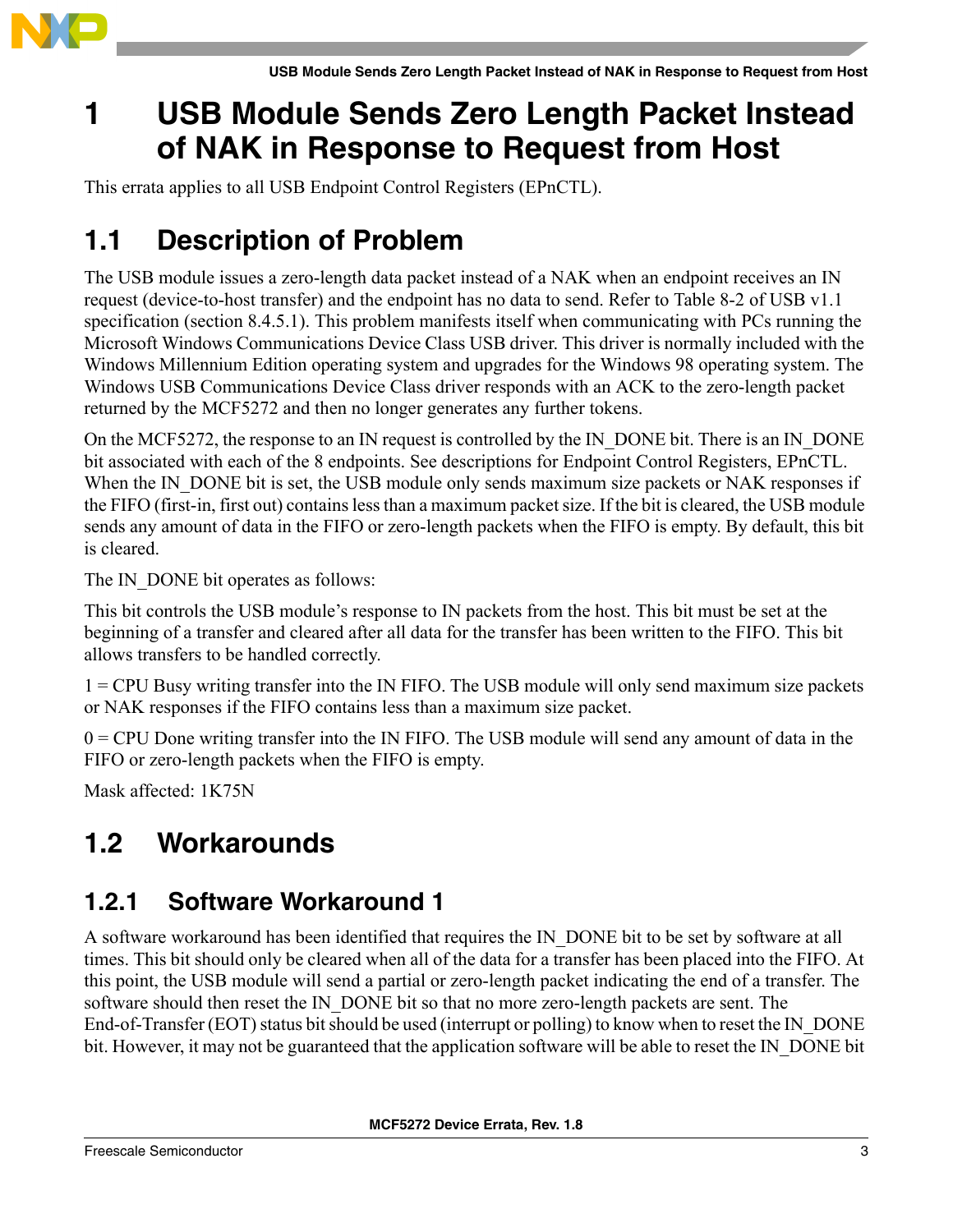# 1 USB Module Sends Zero Length Packet Instead of NAK in Response to Request from Host

This errata applies to all USB Endpoint Control Registers (EPnCTL).

## 1.1 Description of Problem

The USB module issues a zero-length data packet instead of a NAK when an endpoint receives an IN request (device-to-host transfer) and the endpoint has no data to send. Refer to Table 8-2 of USB v1.1 specification (section 8.4.5.1). This problem manifests itself when communicating with PCs running the Microsoft Windows Communications Device Class USB driver. This driver is normally included with the Windows Millennium Edition operating system and upgrades for the Windows 98 operating system. The Windows USB Communications Device Class driver responds with an ACK to the zero-length packet returned by the MCF5272 and then no longer generates any further tokens.

On the MCF5272, the response to an IN request is controlled by the IN_DONE bit. There is an IN_DONE bit associated with each of the 8 endpoints. See descriptions for Endpoint Control Registers, EPnCTL. When the IN_DONE bit is set, the USB module only sends maximum size packets or NAK responses if the FIFO (first-in, first out) contains less than a maximum packet size. If the bit is cleared, the USB module sends any amount of data in the FIFO or zero-length packets when the FIFO is empty. By default, this bit is cleared.

The IN_DONE bit operates as follows:

This bit controls the USB module's response to IN packets from the host. This bit must be set at the beginning of a transfer and cleared after all data for the transfer has been written to the FIFO. This bit allows transfers to be handled correctly.

1 = CPU Busy writing transfer into the IN FIFO. The USB module will only send maximum size packets or NAK responses if the FIFO contains less than a maximum size packet.

0 = CPU Done writing transfer into the IN FIFO. The USB module will send any amount of data in the FIFO or zero-length packets when the FIFO is empty.

Mask affected: 1K75N

## 1.2 Workarounds

### 1.2.1 Software Workaround 1

A software workaround has been identified that requires the IN_DONE bit to be set by software at all times. This bit should only be cleared when all of the data for a transfer has been placed into the FIFO. At this point, the USB module will send a partial or zero-length packet indicating the end of a transfer. The software should then reset the IN_DONE bit so that no more zero-length packets are sent. The End-of-Transfer (EOT) status bit should be used (interrupt or polling) to know when to reset the IN_DONE bit. However, it may not be guaranteed that the application software will be able to reset the IN_DONE bit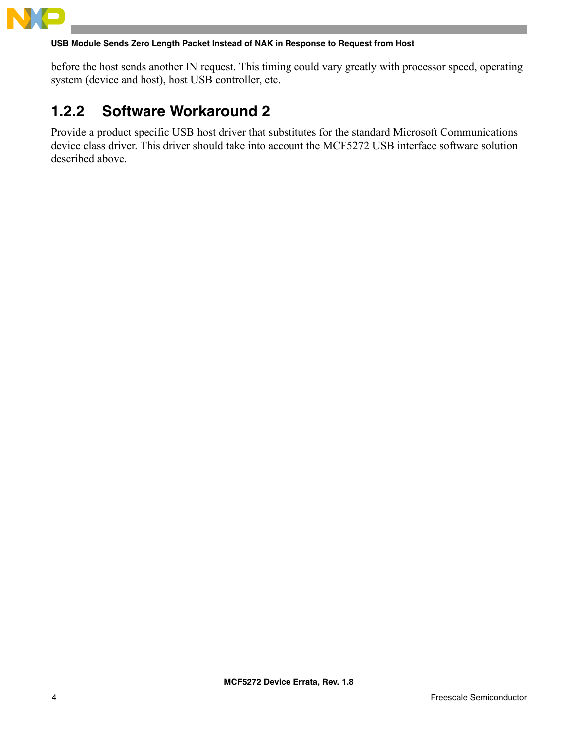before the host sends another IN request. This timing could vary greatly with processor speed, operating system (device and host), host USB controller, etc.

### 1.2.2 Software Workaround 2

Provide a product specific USB host driver that substitutes for the standard Microsoft Communications device class driver. This driver should take into account the MCF5272 USB interface software solution described above.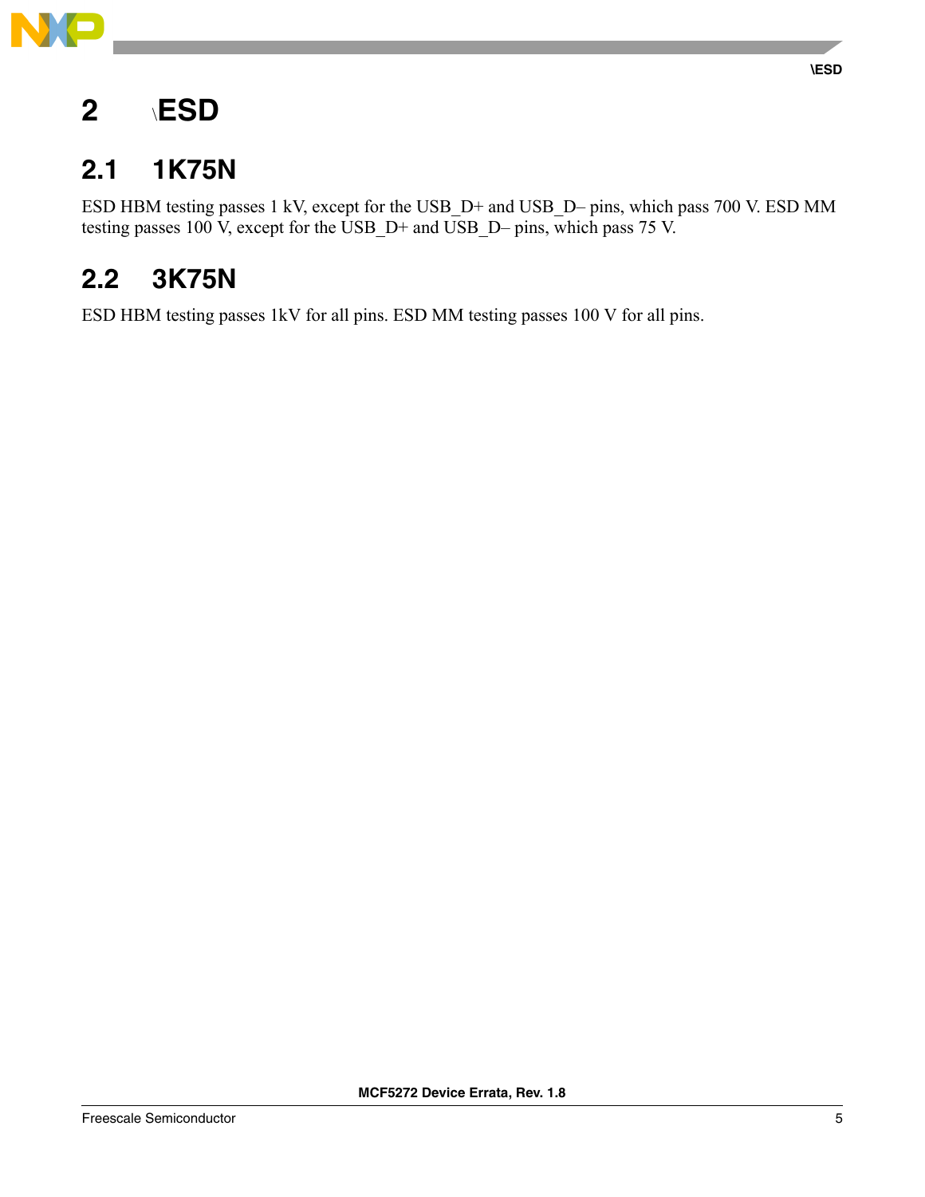# 2 \ESD

## 2.1 1K75N

ESD HBM testing passes 1 kV, except for the USB_D+ and USB_D– pins, which pass 700 V. ESD MM testing passes 100 V, except for the USB_D+ and USB_D– pins, which pass 75 V.

## 2.2 3K75N

ESD HBM testing passes 1kV for all pins. ESD MM testing passes 100 V for all pins.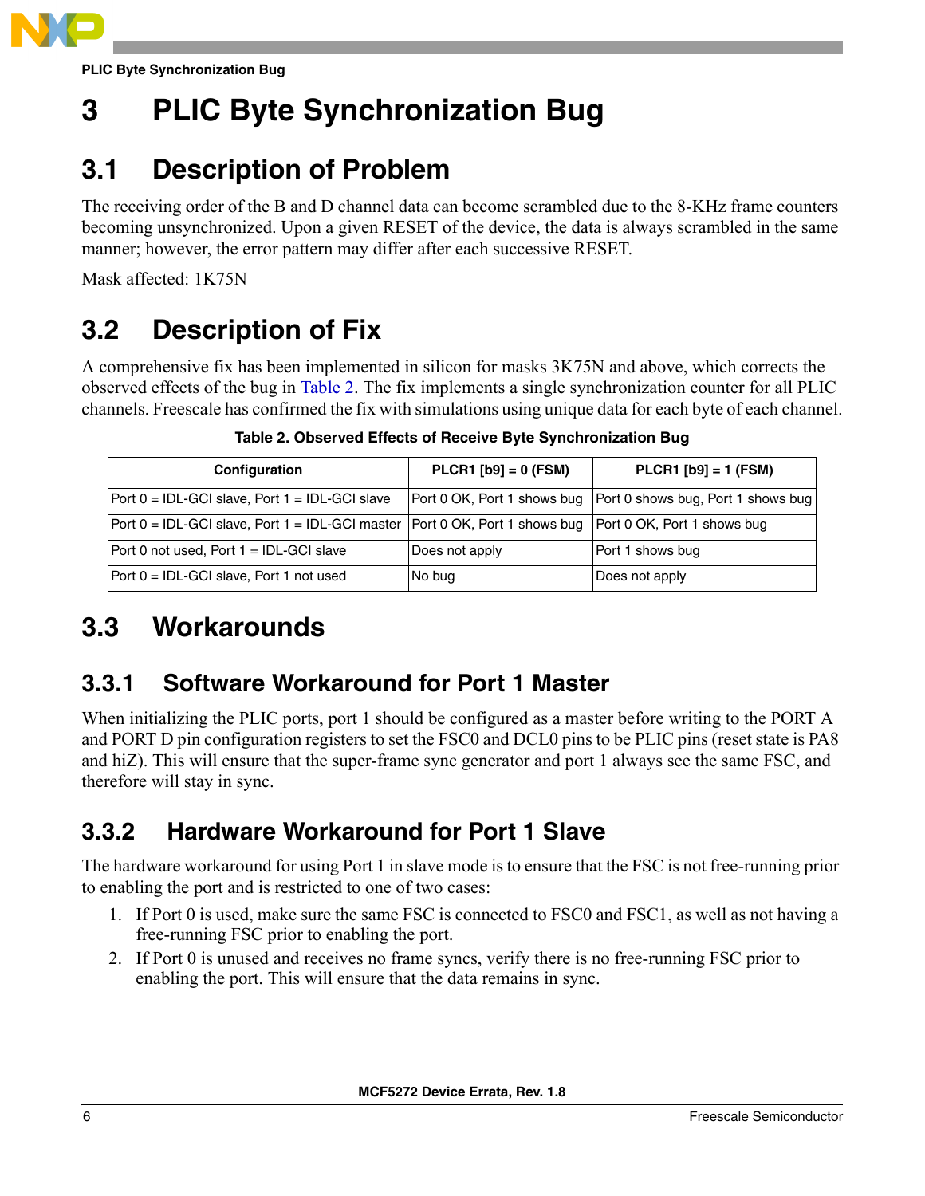# 3 PLIC Byte Synchronization Bug

## 3.1 Description of Problem

The receiving order of the B and D channel data can become scrambled due to the 8-KHz frame counters becoming unsynchronized. Upon a given RESET of the device, the data is always scrambled in the same manner; however, the error pattern may differ after each successive RESET.

Mask affected: 1K75N

## 3.2 Description of Fix

A comprehensive fix has been implemented in silicon for masks 3K75N and above, which corrects the observed effects of the bug in Table 2. The fix implements a single synchronization counter for all PLIC channels. Freescale has confirmed the fix with simulations using unique data for each byte of each channel.

**Table 2. Observed Effects of Receive Byte Synchronization Bug**

| Configuration | PLCR1 [b9] = 0 (FSM) | PLCR1 [b9] = 1 (FSM) |
|---|---|---|
| Port 0 = IDL-GCI slave, Port 1 = IDL-GCI slave | Port 0 OK, Port 1 shows bug | Port 0 shows bug, Port 1 shows bug |
| Port 0 = IDL-GCI slave, Port 1 = IDL-GCI master | Port 0 OK, Port 1 shows bug | Port 0 OK, Port 1 shows bug |
| Port 0 not used, Port 1 = IDL-GCI slave | Does not apply | Port 1 shows bug |
| Port 0 = IDL-GCI slave, Port 1 not used | No bug | Does not apply |

## 3.3 Workarounds

### 3.3.1 Software Workaround for Port 1 Master

When initializing the PLIC ports, port 1 should be configured as a master before writing to the PORT A and PORT D pin configuration registers to set the FSC0 and DCL0 pins to be PLIC pins (reset state is PA8 and hiZ). This will ensure that the super-frame sync generator and port 1 always see the same FSC, and therefore will stay in sync.

### 3.3.2 Hardware Workaround for Port 1 Slave

The hardware workaround for using Port 1 in slave mode is to ensure that the FSC is not free-running prior to enabling the port and is restricted to one of two cases:

1. If Port 0 is used, make sure the same FSC is connected to FSC0 and FSC1, as well as not having a free-running FSC prior to enabling the port.
2. If Port 0 is unused and receives no frame syncs, verify there is no free-running FSC prior to enabling the port. This will ensure that the data remains in sync.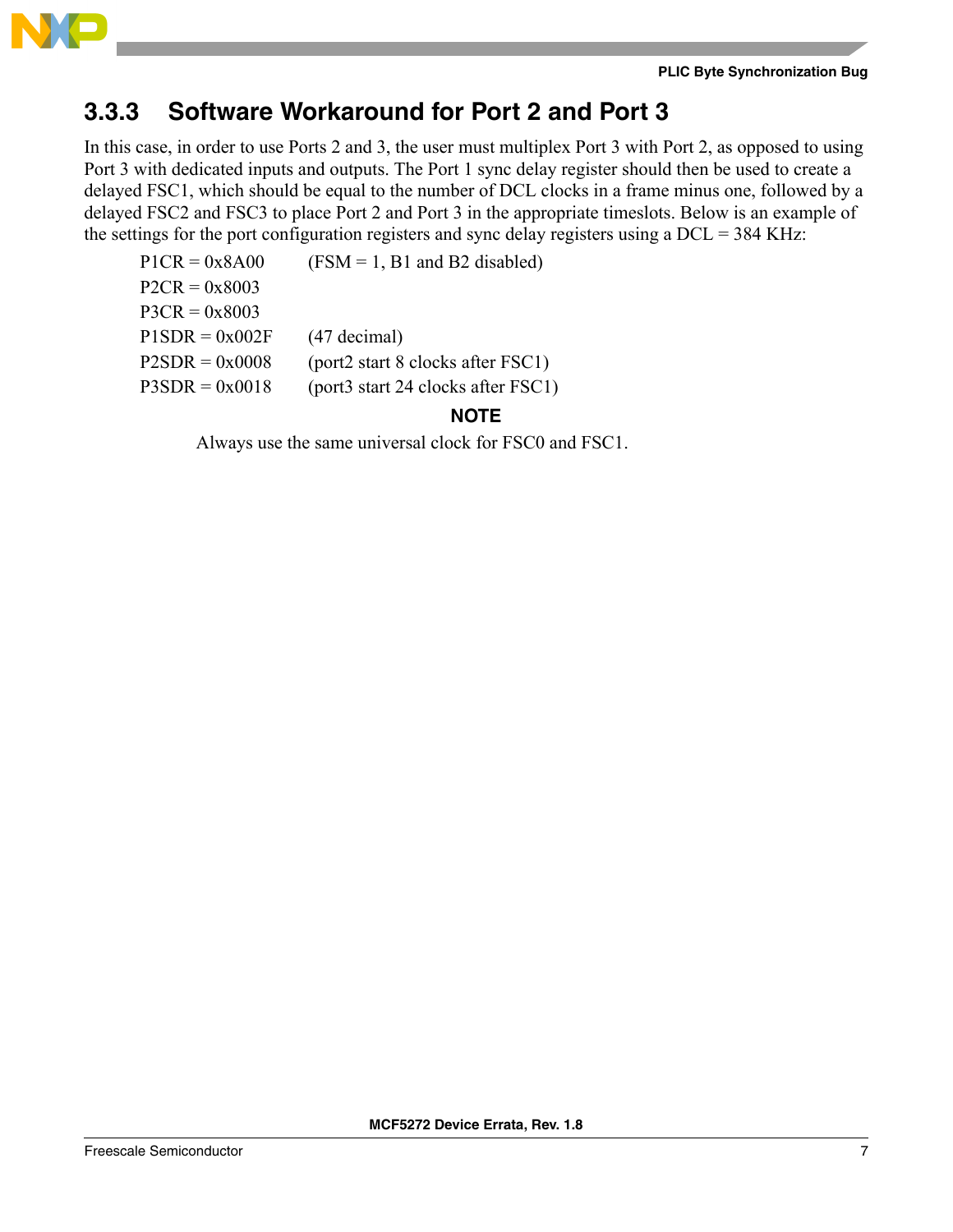### 3.3.3 Software Workaround for Port 2 and Port 3

In this case, in order to use Ports 2 and 3, the user must multiplex Port 3 with Port 2, as opposed to using Port 3 with dedicated inputs and outputs. The Port 1 sync delay register should then be used to create a delayed FSC1, which should be equal to the number of DCL clocks in a frame minus one, followed by a delayed FSC2 and FSC3 to place Port 2 and Port 3 in the appropriate timeslots. Below is an example of the settings for the port configuration registers and sync delay registers using a DCL = 384 KHz:

P1CR = 0x8A00 (FSM = 1, B1 and B2 disabled)
P2CR = 0x8003
P3CR = 0x8003
P1SDR = 0x002F (47 decimal)
P2SDR = 0x0008 (port2 start 8 clocks after FSC1)
P3SDR = 0x0018 (port3 start 24 clocks after FSC1)

**NOTE**

Always use the same universal clock for FSC0 and FSC1.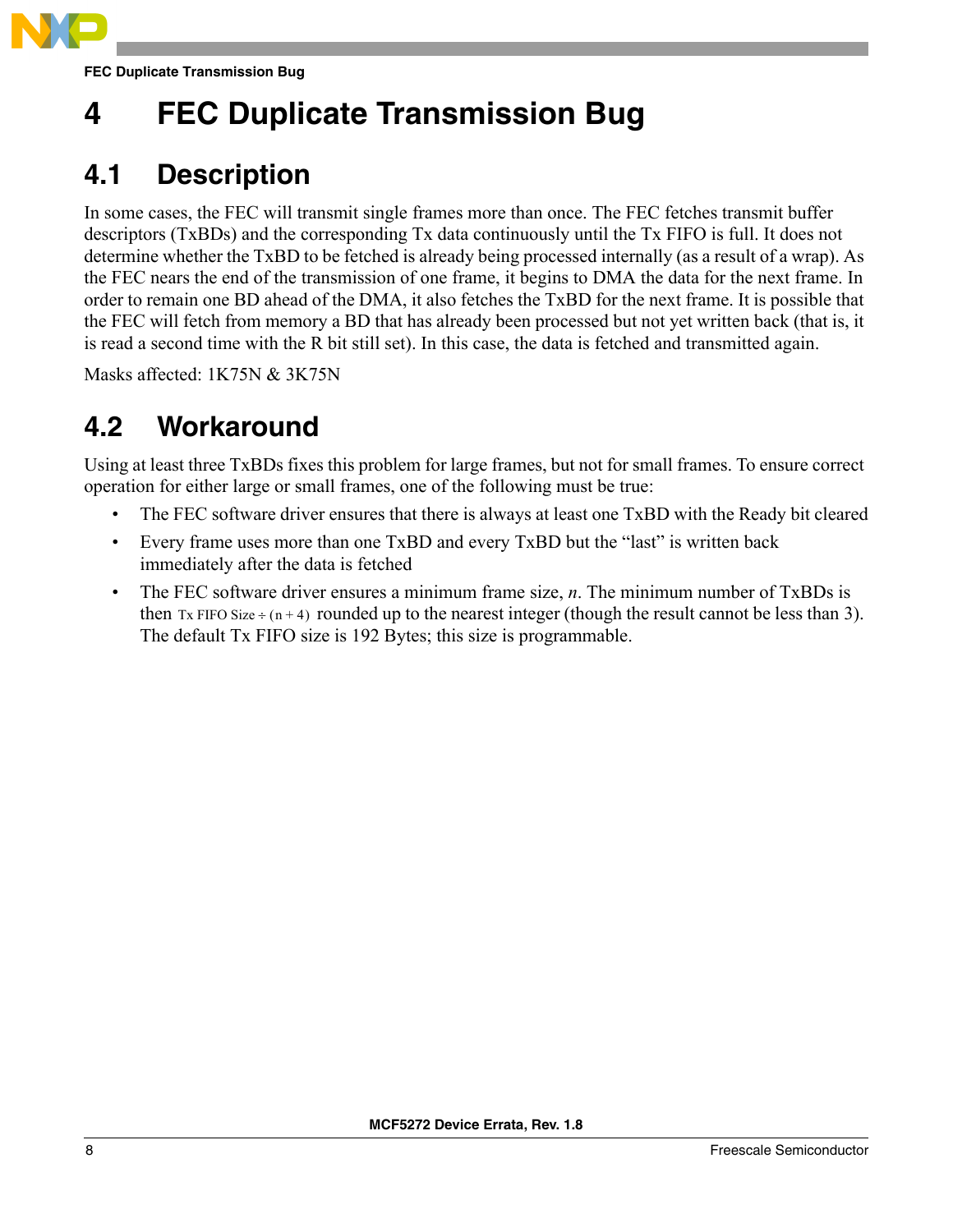# 4 FEC Duplicate Transmission Bug

## 4.1 Description

In some cases, the FEC will transmit single frames more than once. The FEC fetches transmit buffer descriptors (TxBDs) and the corresponding Tx data continuously until the Tx FIFO is full. It does not determine whether the TxBD to be fetched is already being processed internally (as a result of a wrap). As the FEC nears the end of the transmission of one frame, it begins to DMA the data for the next frame. In order to remain one BD ahead of the DMA, it also fetches the TxBD for the next frame. It is possible that the FEC will fetch from memory a BD that has already been processed but not yet written back (that is, it is read a second time with the R bit still set). In this case, the data is fetched and transmitted again.

Masks affected: 1K75N & 3K75N

## 4.2 Workaround

Using at least three TxBDs fixes this problem for large frames, but not for small frames. To ensure correct operation for either large or small frames, one of the following must be true:

- The FEC software driver ensures that there is always at least one TxBD with the Ready bit cleared
- Every frame uses more than one TxBD and every TxBD but the “last” is written back immediately after the data is fetched
- The FEC software driver ensures a minimum frame size, $n$. The minimum number of TxBDs is then $\text{Tx FIFO Size} \div (n + 4)$ rounded up to the nearest integer (though the result cannot be less than 3). The default Tx FIFO size is 192 Bytes; this size is programmable.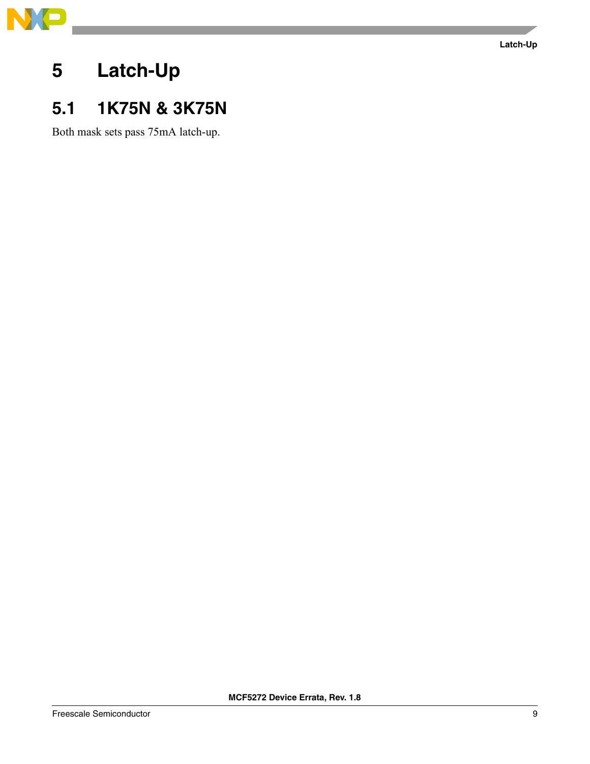# 5 Latch-Up

## 5.1 1K75N & 3K75N

Both mask sets pass 75mA latch-up.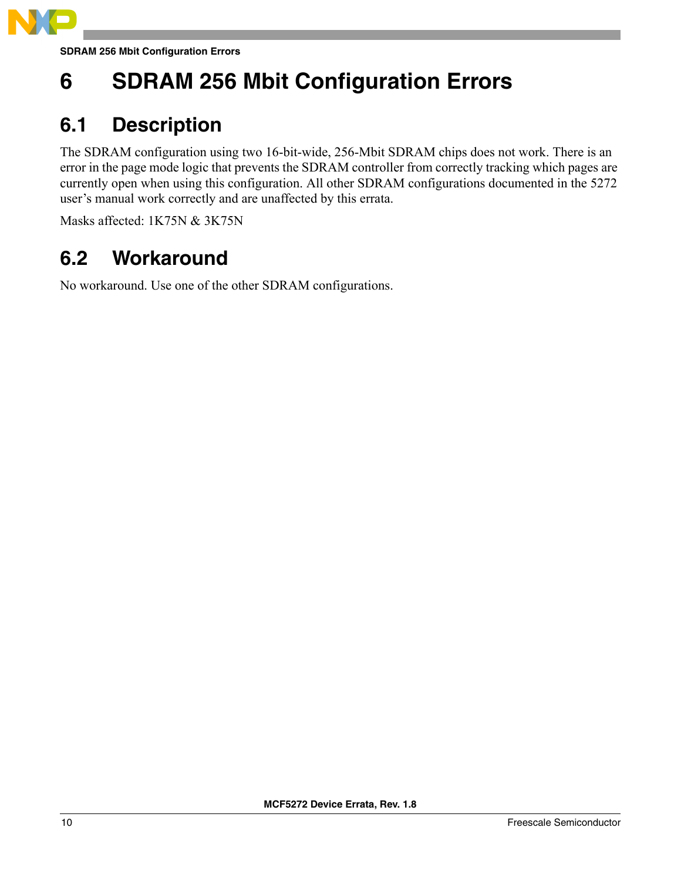# 6 SDRAM 256 Mbit Configuration Errors

## 6.1 Description

The SDRAM configuration using two 16-bit-wide, 256-Mbit SDRAM chips does not work. There is an error in the page mode logic that prevents the SDRAM controller from correctly tracking which pages are currently open when using this configuration. All other SDRAM configurations documented in the 5272 user's manual work correctly and are unaffected by this errata.

Masks affected: 1K75N & 3K75N

## 6.2 Workaround

No workaround. Use one of the other SDRAM configurations.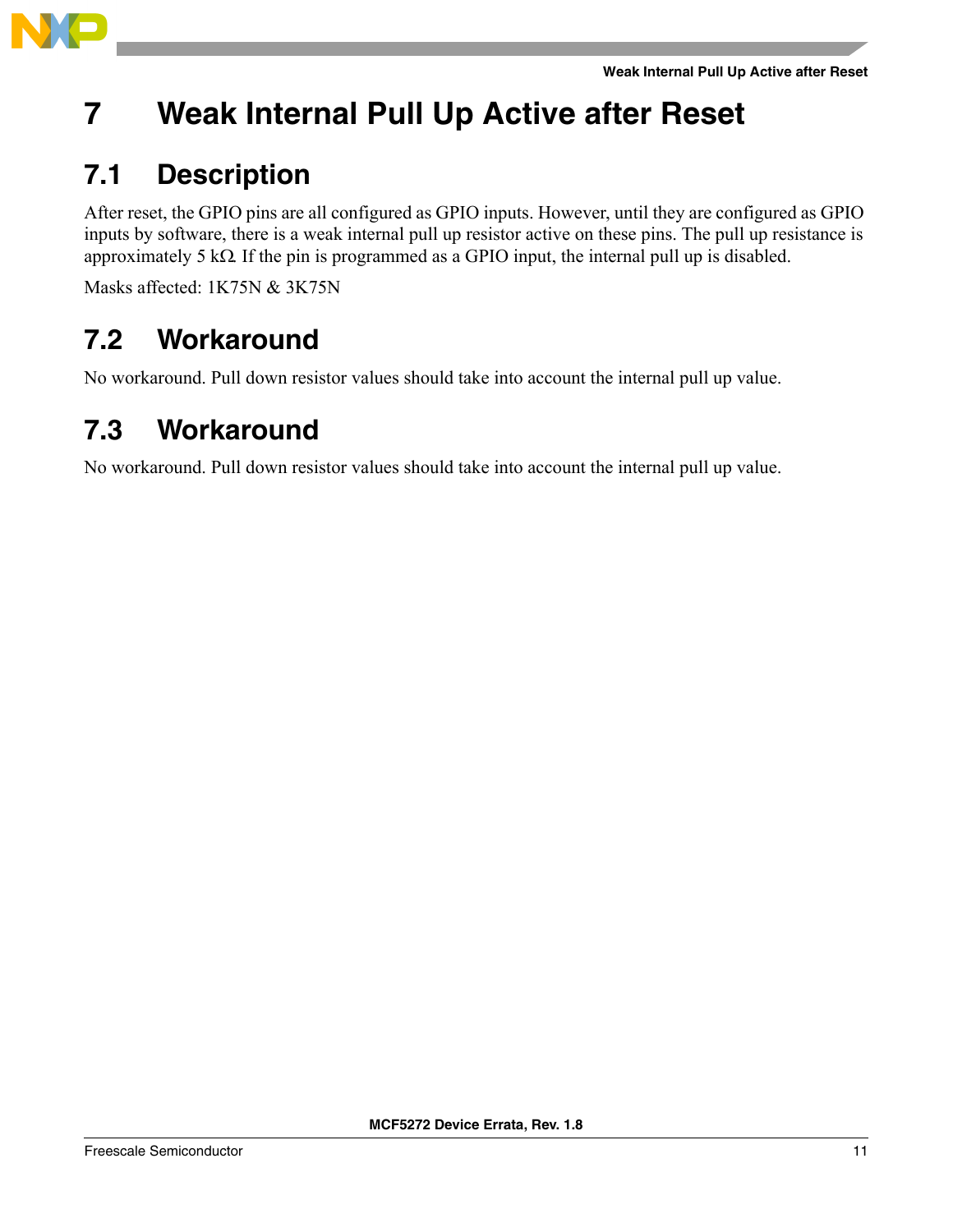# 7 Weak Internal Pull Up Active after Reset

## 7.1 Description

After reset, the GPIO pins are all configured as GPIO inputs. However, until they are configured as GPIO inputs by software, there is a weak internal pull up resistor active on these pins. The pull up resistance is approximately 5 kΩ. If the pin is programmed as a GPIO input, the internal pull up is disabled.

Masks affected: 1K75N & 3K75N

## 7.2 Workaround

No workaround. Pull down resistor values should take into account the internal pull up value.

## 7.3 Workaround

No workaround. Pull down resistor values should take into account the internal pull up value.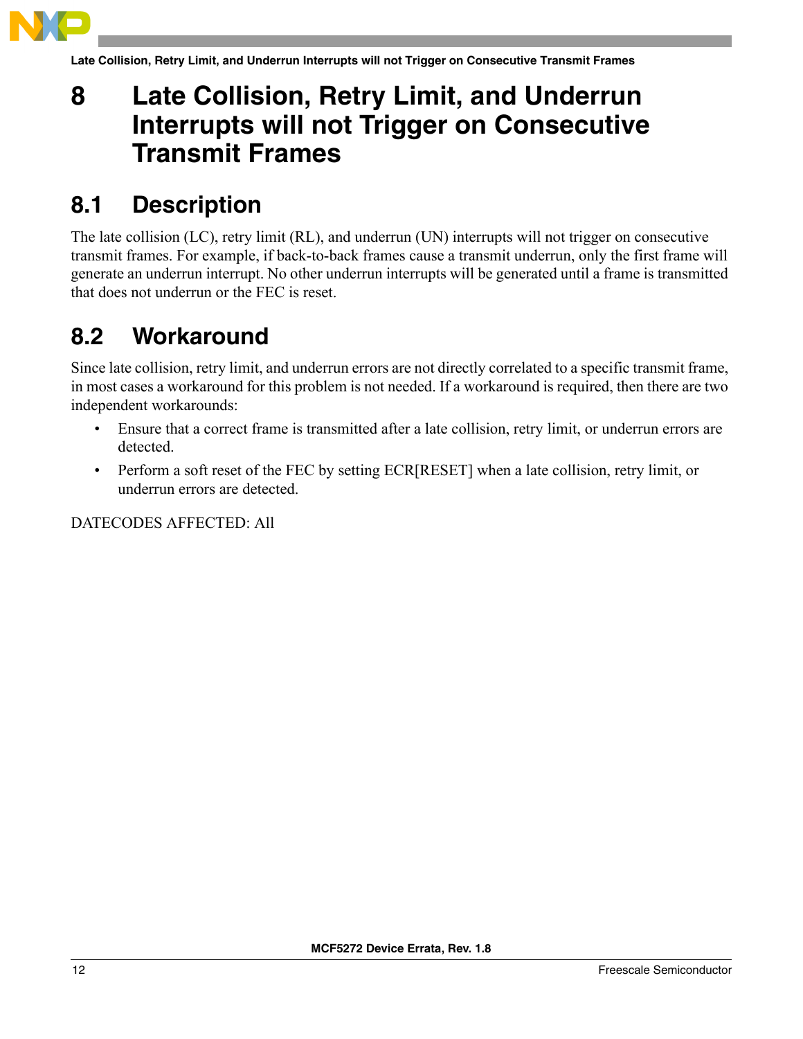# 8 Late Collision, Retry Limit, and Underrun Interrupts will not Trigger on Consecutive Transmit Frames

## 8.1 Description

The late collision (LC), retry limit (RL), and underrun (UN) interrupts will not trigger on consecutive transmit frames. For example, if back-to-back frames cause a transmit underrun, only the first frame will generate an underrun interrupt. No other underrun interrupts will be generated until a frame is transmitted that does not underrun or the FEC is reset.

## 8.2 Workaround

Since late collision, retry limit, and underrun errors are not directly correlated to a specific transmit frame, in most cases a workaround for this problem is not needed. If a workaround is required, then there are two independent workarounds:

- Ensure that a correct frame is transmitted after a late collision, retry limit, or underrun errors are detected.
- Perform a soft reset of the FEC by setting ECR[RESET] when a late collision, retry limit, or underrun errors are detected.

DATECODES AFFECTED: All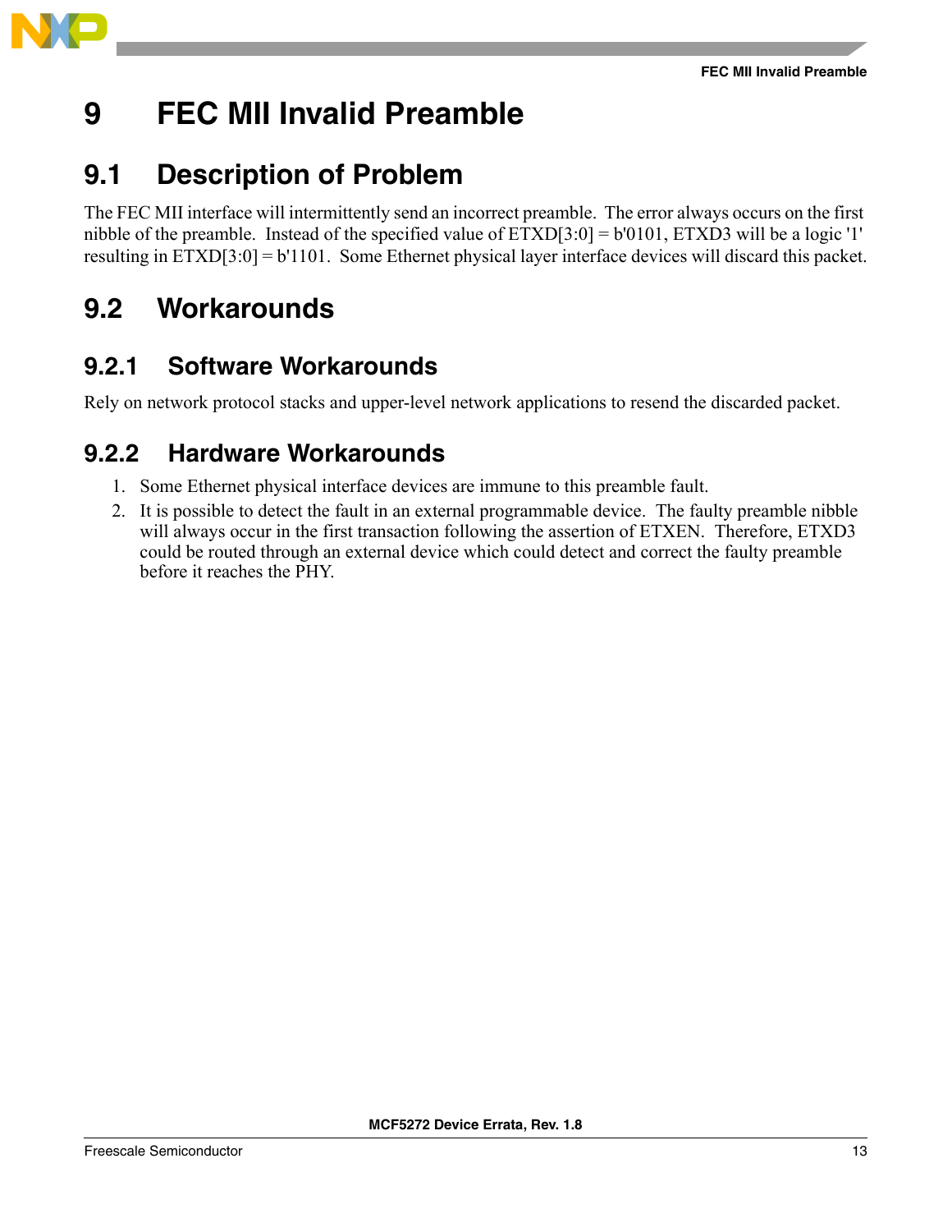# 9 FEC MII Invalid Preamble

## 9.1 Description of Problem

The FEC MII interface will intermittently send an incorrect preamble. The error always occurs on the first nibble of the preamble. Instead of the specified value of ETXD[3:0] = b'0101, ETXD3 will be a logic '1' resulting in ETXD[3:0] = b'1101. Some Ethernet physical layer interface devices will discard this packet.

## 9.2 Workarounds

### 9.2.1 Software Workarounds

Rely on network protocol stacks and upper-level network applications to resend the discarded packet.

### 9.2.2 Hardware Workarounds

1. Some Ethernet physical interface devices are immune to this preamble fault.
2. It is possible to detect the fault in an external programmable device. The faulty preamble nibble will always occur in the first transaction following the assertion of ETXEN. Therefore, ETXD3 could be routed through an external device which could detect and correct the faulty preamble before it reaches the PHY.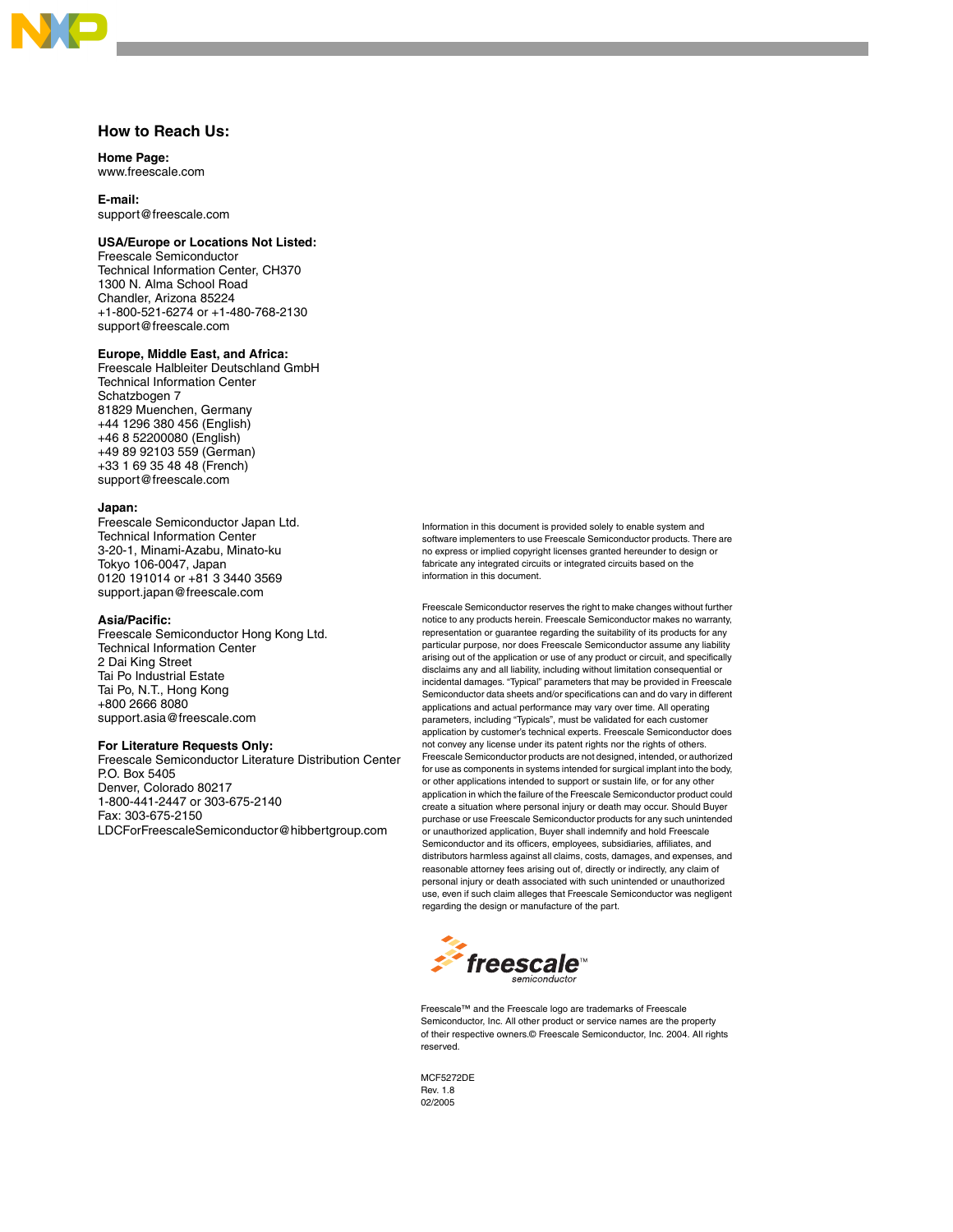## How to Reach Us:

**Home Page:**
www.freescale.com

**E-mail:**
support@freescale.com

**USA/Europe or Locations Not Listed:**
Freescale Semiconductor
Technical Information Center, CH370
1300 N. Alma School Road
Chandler, Arizona 85224
+1-800-521-6274 or +1-480-768-2130
support@freescale.com

**Europe, Middle East, and Africa:**
Freescale Halbleiter Deutschland GmbH
Technical Information Center
Schatzbogen 7
81829 Muenchen, Germany
+44 1296 380 456 (English)
+46 8 52200080 (English)
+49 89 92103 559 (German)
+33 1 69 35 48 48 (French)
support@freescale.com

**Japan:**
Freescale Semiconductor Japan Ltd.
Technical Information Center
3-20-1, Minami-Azabu, Minato-ku
Tokyo 106-0047, Japan
0120 191014 or +81 3 3440 3569
support.japan@freescale.com

**Asia/Pacific:**
Freescale Semiconductor Hong Kong Ltd.
Technical Information Center
2 Dai King Street
Tai Po Industrial Estate
Tai Po, N.T., Hong Kong
+800 2666 8080
support.asia@freescale.com

**For Literature Requests Only:**
Freescale Semiconductor Literature Distribution Center
P.O. Box 5405
Denver, Colorado 80217
1-800-441-2447 or 303-675-2140
Fax: 303-675-2150
LDCForFreescaleSemiconductor@hibbertgroup.com

Information in this document is provided solely to enable system and software implementers to use Freescale Semiconductor products. There are no express or implied copyright licenses granted hereunder to design or fabricate any integrated circuits or integrated circuits based on the information in this document.

Freescale Semiconductor reserves the right to make changes without further notice to any products herein. Freescale Semiconductor makes no warranty, representation or guarantee regarding the suitability of its products for any particular purpose, nor does Freescale Semiconductor assume any liability arising out of the application or use of any product or circuit, and specifically disclaims any and all liability, including without limitation consequential or incidental damages. "Typical" parameters that may be provided in Freescale Semiconductor data sheets and/or specifications can and do vary in different applications and actual performance may vary over time. All operating parameters, including "Typicals", must be validated for each customer application by customer's technical experts. Freescale Semiconductor does not convey any license under its patent rights nor the rights of others. Freescale Semiconductor products are not designed, intended, or authorized for use as components in systems intended for surgical implant into the body, or other applications intended to support or sustain life, or for any other application in which the failure of the Freescale Semiconductor product could create a situation where personal injury or death may occur. Should Buyer purchase or use Freescale Semiconductor products for any such unintended or unauthorized application, Buyer shall indemnify and hold Freescale Semiconductor and its officers, employees, subsidiaries, affiliates, and distributors harmless against all claims, costs, damages, and expenses, and reasonable attorney fees arising out of, directly or indirectly, any claim of personal injury or death associated with such unintended or unauthorized use, even if such claim alleges that Freescale Semiconductor was negligent regarding the design or manufacture of the part.

Freescale™ and the Freescale logo are trademarks of Freescale Semiconductor, Inc. All other product or service names are the property of their respective owners.© Freescale Semiconductor, Inc. 2004. All rights reserved.

MCF5272DE
Rev. 1.8
02/2005